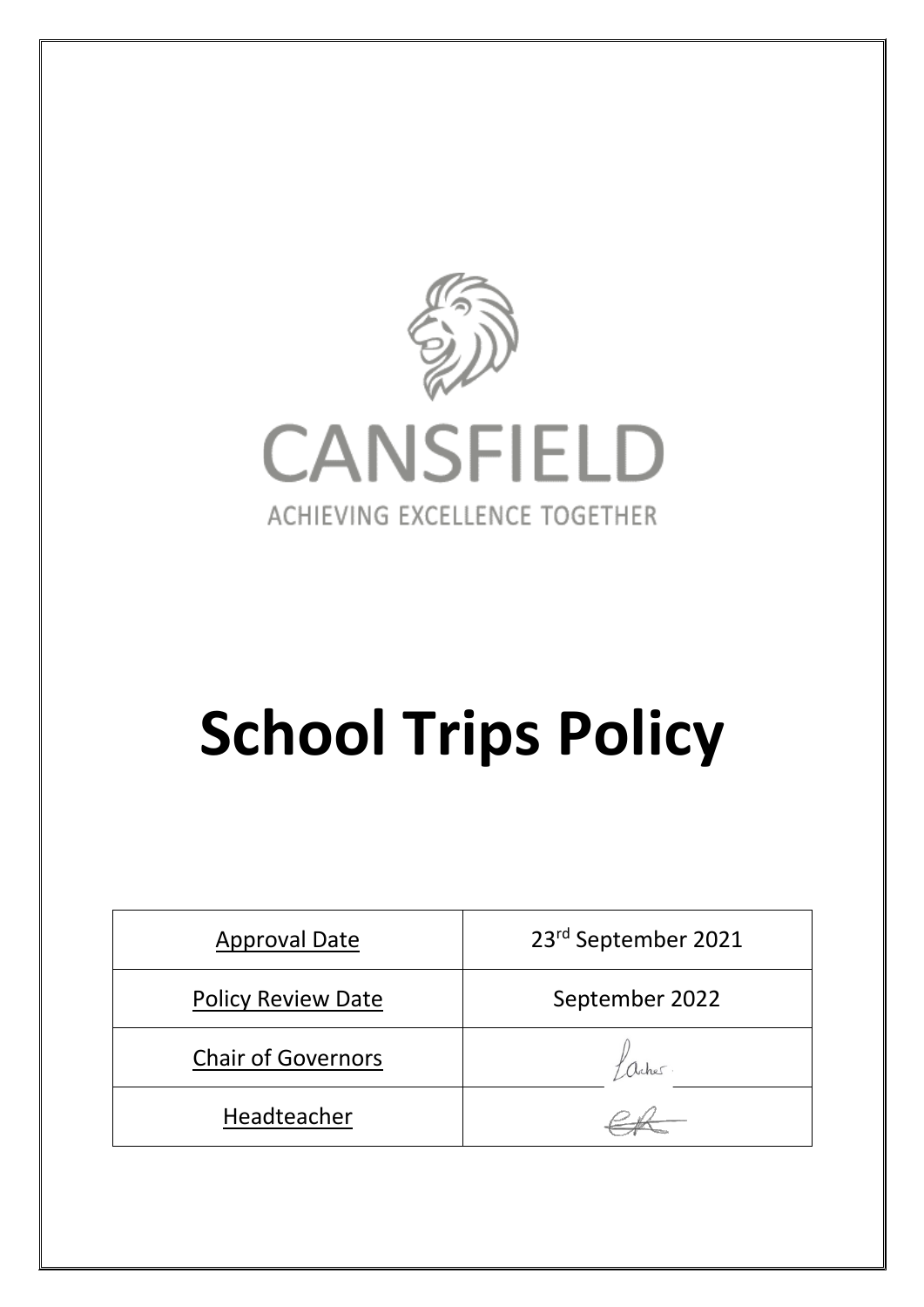CANSFIELD

ACHIEVING EXCELLENCE TOGETHER

# School Trips Policy

| Approval Date | 23rd September 2021 |
|---|---|
| Policy Review Date | September 2022 |
| Chair of Governors | |
| Headteacher | |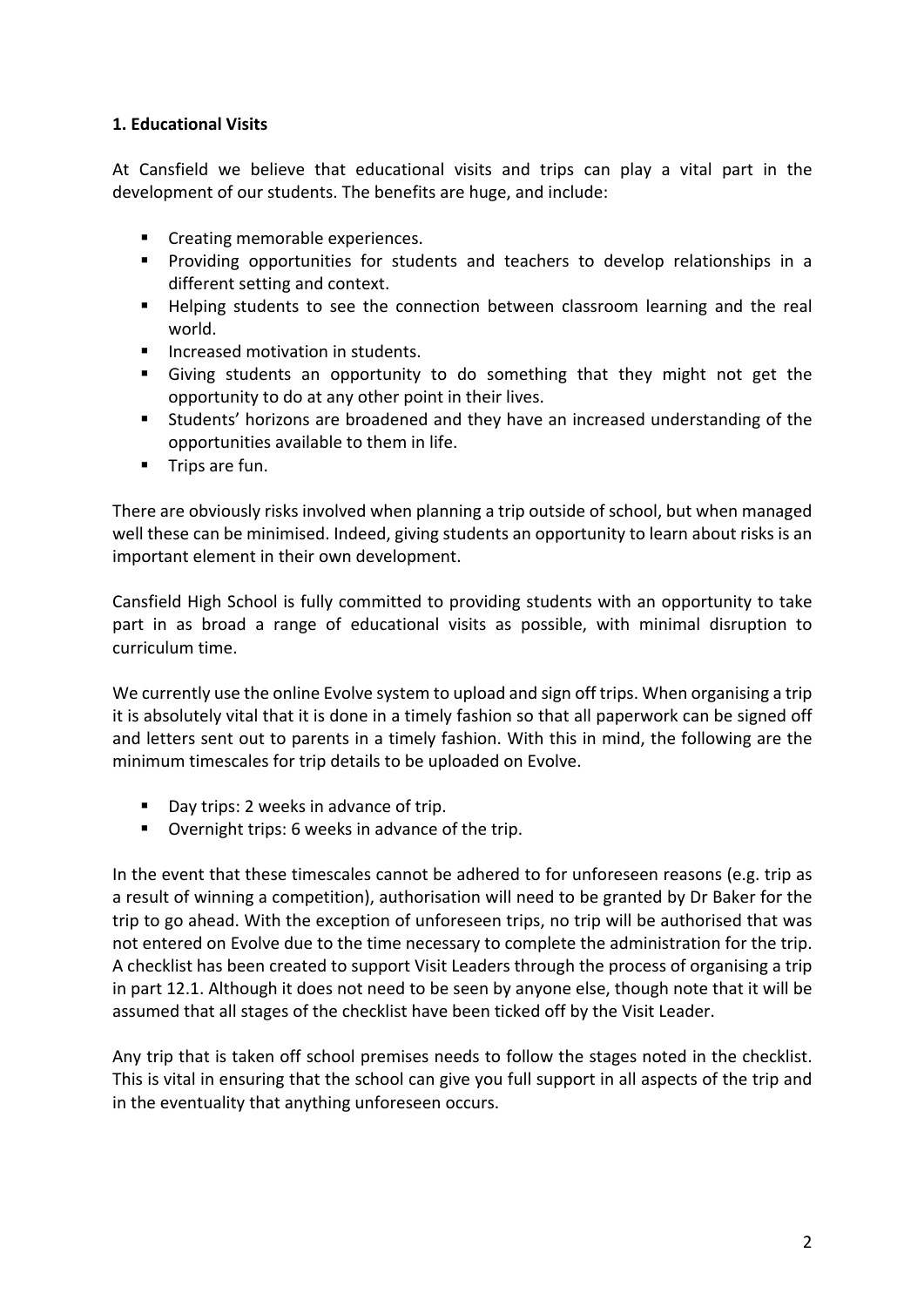**1. Educational Visits**

At Cansfield we believe that educational visits and trips can play a vital part in the development of our students. The benefits are huge, and include:

- Creating memorable experiences.
- Providing opportunities for students and teachers to develop relationships in a different setting and context.
- Helping students to see the connection between classroom learning and the real world.
- Increased motivation in students.
- Giving students an opportunity to do something that they might not get the opportunity to do at any other point in their lives.
- Students' horizons are broadened and they have an increased understanding of the opportunities available to them in life.
- Trips are fun.

There are obviously risks involved when planning a trip outside of school, but when managed well these can be minimised. Indeed, giving students an opportunity to learn about risks is an important element in their own development.

Cansfield High School is fully committed to providing students with an opportunity to take part in as broad a range of educational visits as possible, with minimal disruption to curriculum time.

We currently use the online Evolve system to upload and sign off trips. When organising a trip it is absolutely vital that it is done in a timely fashion so that all paperwork can be signed off and letters sent out to parents in a timely fashion. With this in mind, the following are the minimum timescales for trip details to be uploaded on Evolve.

- Day trips: 2 weeks in advance of trip.
- Overnight trips: 6 weeks in advance of the trip.

In the event that these timescales cannot be adhered to for unforeseen reasons (e.g. trip as a result of winning a competition), authorisation will need to be granted by Dr Baker for the trip to go ahead. With the exception of unforeseen trips, no trip will be authorised that was not entered on Evolve due to the time necessary to complete the administration for the trip. A checklist has been created to support Visit Leaders through the process of organising a trip in part 12.1. Although it does not need to be seen by anyone else, though note that it will be assumed that all stages of the checklist have been ticked off by the Visit Leader.

Any trip that is taken off school premises needs to follow the stages noted in the checklist. This is vital in ensuring that the school can give you full support in all aspects of the trip and in the eventuality that anything unforeseen occurs.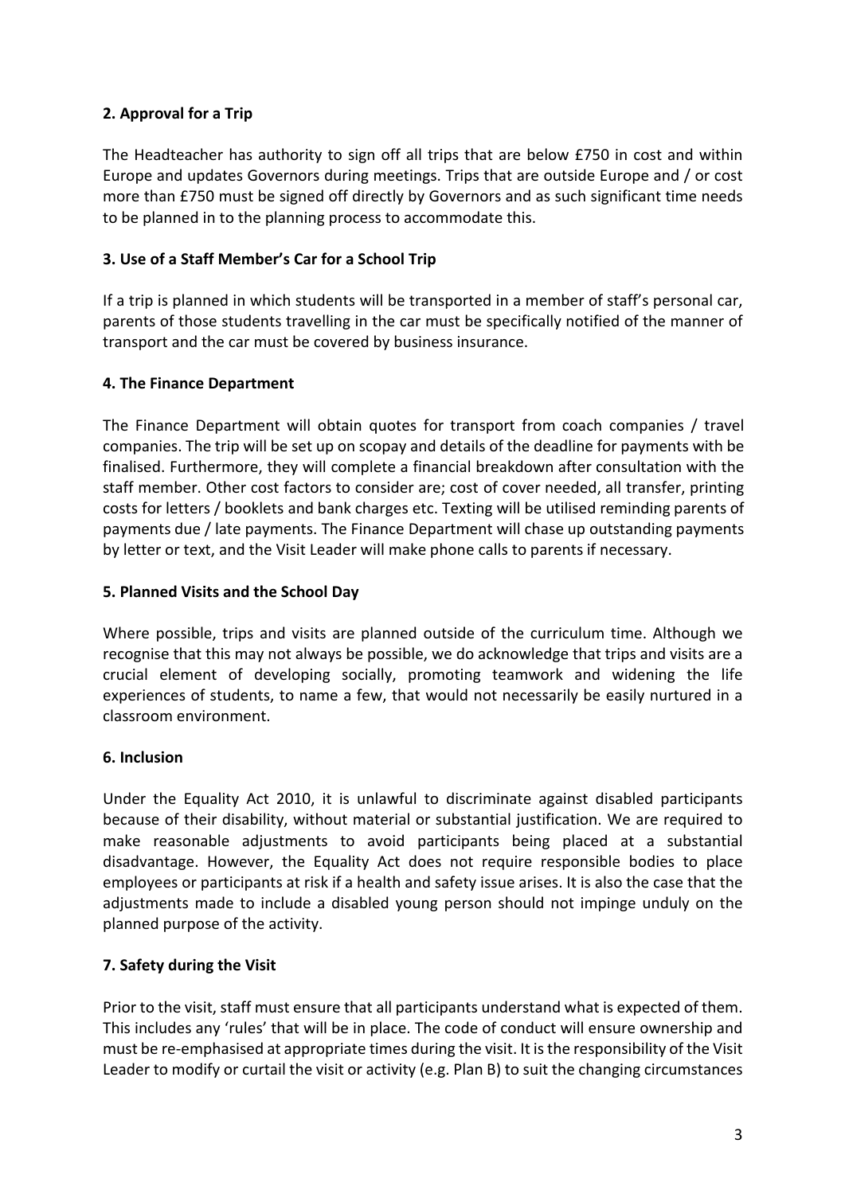### 2. Approval for a Trip

The Headteacher has authority to sign off all trips that are below £750 in cost and within Europe and updates Governors during meetings. Trips that are outside Europe and / or cost more than £750 must be signed off directly by Governors and as such significant time needs to be planned in to the planning process to accommodate this.

### 3. Use of a Staff Member's Car for a School Trip

If a trip is planned in which students will be transported in a member of staff's personal car, parents of those students travelling in the car must be specifically notified of the manner of transport and the car must be covered by business insurance.

### 4. The Finance Department

The Finance Department will obtain quotes for transport from coach companies / travel companies. The trip will be set up on scopay and details of the deadline for payments with be finalised. Furthermore, they will complete a financial breakdown after consultation with the staff member. Other cost factors to consider are; cost of cover needed, all transfer, printing costs for letters / booklets and bank charges etc. Texting will be utilised reminding parents of payments due / late payments. The Finance Department will chase up outstanding payments by letter or text, and the Visit Leader will make phone calls to parents if necessary.

### 5. Planned Visits and the School Day

Where possible, trips and visits are planned outside of the curriculum time. Although we recognise that this may not always be possible, we do acknowledge that trips and visits are a crucial element of developing socially, promoting teamwork and widening the life experiences of students, to name a few, that would not necessarily be easily nurtured in a classroom environment.

### 6. Inclusion

Under the Equality Act 2010, it is unlawful to discriminate against disabled participants because of their disability, without material or substantial justification. We are required to make reasonable adjustments to avoid participants being placed at a substantial disadvantage. However, the Equality Act does not require responsible bodies to place employees or participants at risk if a health and safety issue arises. It is also the case that the adjustments made to include a disabled young person should not impinge unduly on the planned purpose of the activity.

### 7. Safety during the Visit

Prior to the visit, staff must ensure that all participants understand what is expected of them. This includes any 'rules' that will be in place. The code of conduct will ensure ownership and must be re-emphasised at appropriate times during the visit. It is the responsibility of the Visit Leader to modify or curtail the visit or activity (e.g. Plan B) to suit the changing circumstances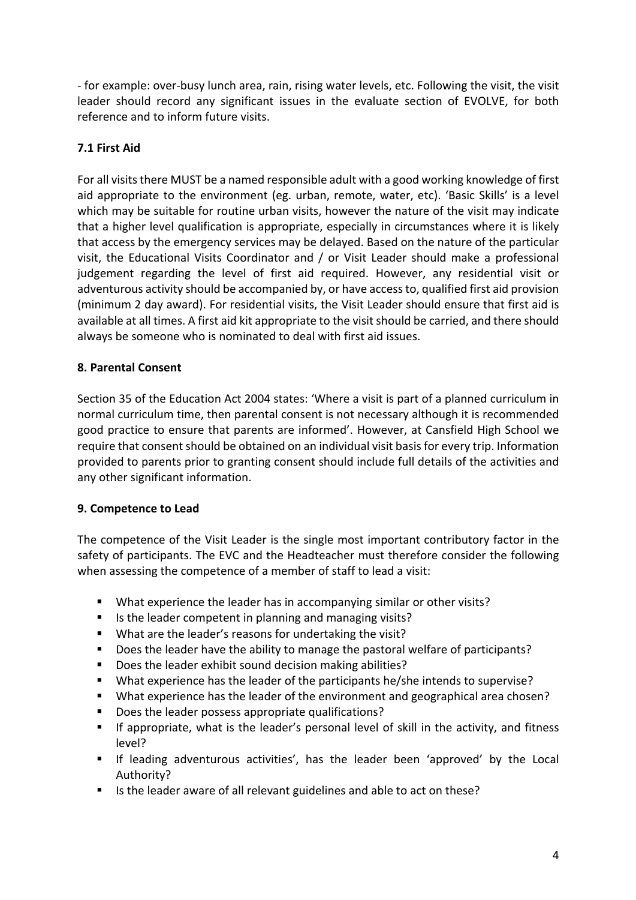- for example: over-busy lunch area, rain, rising water levels, etc. Following the visit, the visit leader should record any significant issues in the evaluate section of EVOLVE, for both reference and to inform future visits.

### 7.1 First Aid

For all visits there MUST be a named responsible adult with a good working knowledge of first aid appropriate to the environment (eg. urban, remote, water, etc). 'Basic Skills' is a level which may be suitable for routine urban visits, however the nature of the visit may indicate that a higher level qualification is appropriate, especially in circumstances where it is likely that access by the emergency services may be delayed. Based on the nature of the particular visit, the Educational Visits Coordinator and / or Visit Leader should make a professional judgement regarding the level of first aid required. However, any residential visit or adventurous activity should be accompanied by, or have access to, qualified first aid provision (minimum 2 day award). For residential visits, the Visit Leader should ensure that first aid is available at all times. A first aid kit appropriate to the visit should be carried, and there should always be someone who is nominated to deal with first aid issues.

## 8. Parental Consent

Section 35 of the Education Act 2004 states: 'Where a visit is part of a planned curriculum in normal curriculum time, then parental consent is not necessary although it is recommended good practice to ensure that parents are informed'. However, at Cansfield High School we require that consent should be obtained on an individual visit basis for every trip. Information provided to parents prior to granting consent should include full details of the activities and any other significant information.

## 9. Competence to Lead

The competence of the Visit Leader is the single most important contributory factor in the safety of participants. The EVC and the Headteacher must therefore consider the following when assessing the competence of a member of staff to lead a visit:

- What experience the leader has in accompanying similar or other visits?
- Is the leader competent in planning and managing visits?
- What are the leader's reasons for undertaking the visit?
- Does the leader have the ability to manage the pastoral welfare of participants?
- Does the leader exhibit sound decision making abilities?
- What experience has the leader of the participants he/she intends to supervise?
- What experience has the leader of the environment and geographical area chosen?
- Does the leader possess appropriate qualifications?
- If appropriate, what is the leader's personal level of skill in the activity, and fitness level?
- If leading adventurous activities', has the leader been 'approved' by the Local Authority?
- Is the leader aware of all relevant guidelines and able to act on these?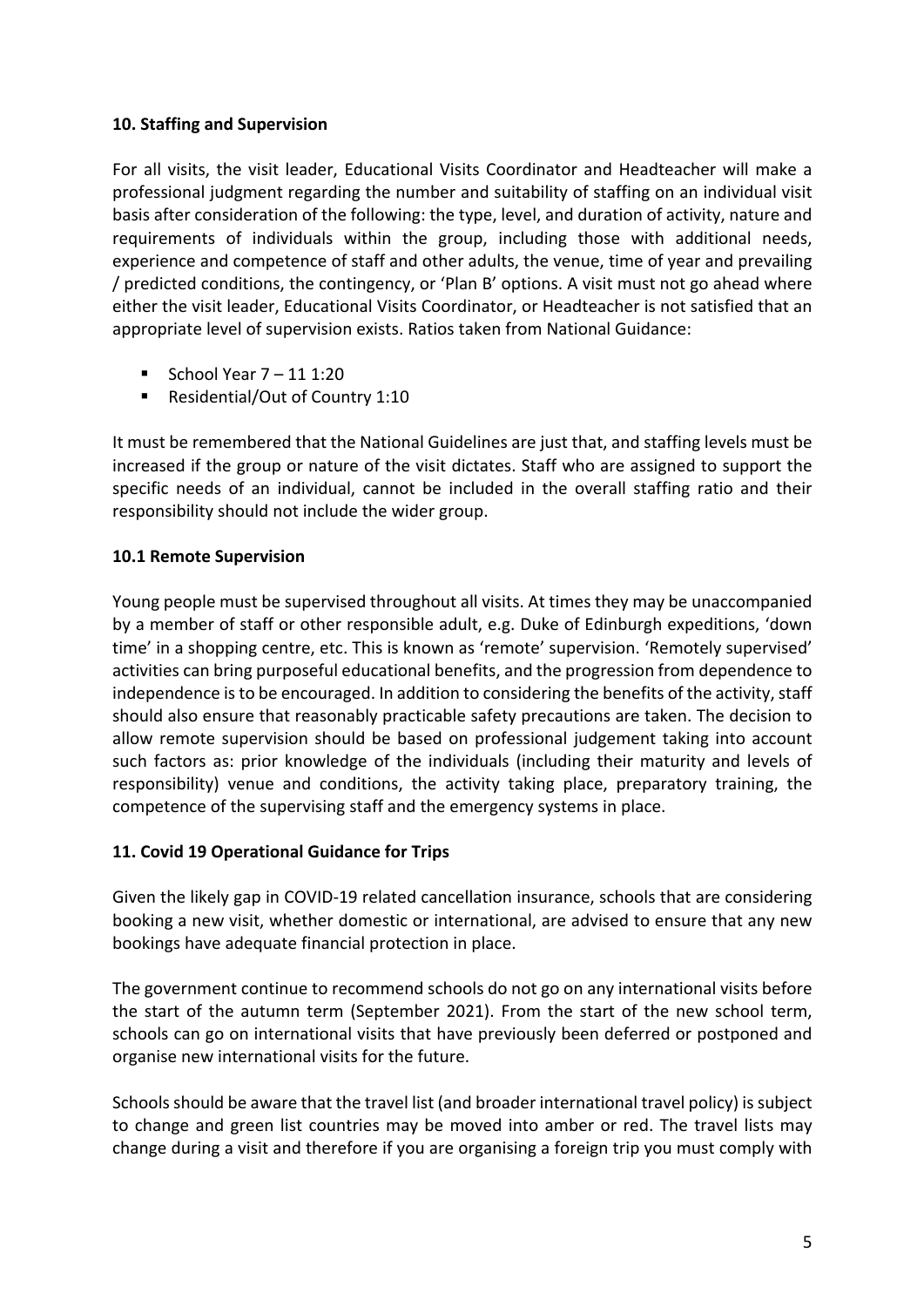**10. Staffing and Supervision**

For all visits, the visit leader, Educational Visits Coordinator and Headteacher will make a professional judgment regarding the number and suitability of staffing on an individual visit basis after consideration of the following: the type, level, and duration of activity, nature and requirements of individuals within the group, including those with additional needs, experience and competence of staff and other adults, the venue, time of year and prevailing / predicted conditions, the contingency, or 'Plan B' options. A visit must not go ahead where either the visit leader, Educational Visits Coordinator, or Headteacher is not satisfied that an appropriate level of supervision exists. Ratios taken from National Guidance:

- School Year 7 – 11 1:20
- Residential/Out of Country 1:10

It must be remembered that the National Guidelines are just that, and staffing levels must be increased if the group or nature of the visit dictates. Staff who are assigned to support the specific needs of an individual, cannot be included in the overall staffing ratio and their responsibility should not include the wider group.

**10.1 Remote Supervision**

Young people must be supervised throughout all visits. At times they may be unaccompanied by a member of staff or other responsible adult, e.g. Duke of Edinburgh expeditions, 'down time' in a shopping centre, etc. This is known as 'remote' supervision. 'Remotely supervised' activities can bring purposeful educational benefits, and the progression from dependence to independence is to be encouraged. In addition to considering the benefits of the activity, staff should also ensure that reasonably practicable safety precautions are taken. The decision to allow remote supervision should be based on professional judgement taking into account such factors as: prior knowledge of the individuals (including their maturity and levels of responsibility) venue and conditions, the activity taking place, preparatory training, the competence of the supervising staff and the emergency systems in place.

**11. Covid 19 Operational Guidance for Trips**

Given the likely gap in COVID-19 related cancellation insurance, schools that are considering booking a new visit, whether domestic or international, are advised to ensure that any new bookings have adequate financial protection in place.

The government continue to recommend schools do not go on any international visits before the start of the autumn term (September 2021). From the start of the new school term, schools can go on international visits that have previously been deferred or postponed and organise new international visits for the future.

Schools should be aware that the travel list (and broader international travel policy) is subject to change and green list countries may be moved into amber or red. The travel lists may change during a visit and therefore if you are organising a foreign trip you must comply with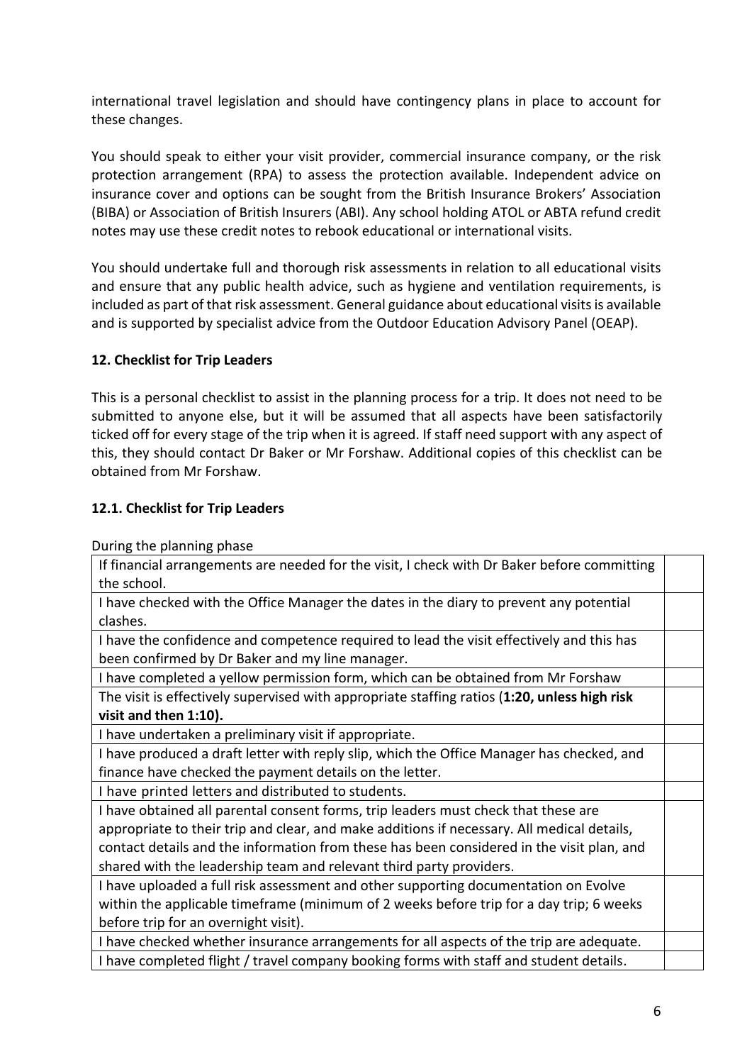international travel legislation and should have contingency plans in place to account for these changes.

You should speak to either your visit provider, commercial insurance company, or the risk protection arrangement (RPA) to assess the protection available. Independent advice on insurance cover and options can be sought from the British Insurance Brokers' Association (BIBA) or Association of British Insurers (ABI). Any school holding ATOL or ABTA refund credit notes may use these credit notes to rebook educational or international visits.

You should undertake full and thorough risk assessments in relation to all educational visits and ensure that any public health advice, such as hygiene and ventilation requirements, is included as part of that risk assessment. General guidance about educational visits is available and is supported by specialist advice from the Outdoor Education Advisory Panel (OEAP).

## 12. Checklist for Trip Leaders

This is a personal checklist to assist in the planning process for a trip. It does not need to be submitted to anyone else, but it will be assumed that all aspects have been satisfactorily ticked off for every stage of the trip when it is agreed. If staff need support with any aspect of this, they should contact Dr Baker or Mr Forshaw. Additional copies of this checklist can be obtained from Mr Forshaw.

### 12.1. Checklist for Trip Leaders

During the planning phase

| | |
|---|---|
| If financial arrangements are needed for the visit, I check with Dr Baker before committing the school. | |
| I have checked with the Office Manager the dates in the diary to prevent any potential clashes. | |
| I have the confidence and competence required to lead the visit effectively and this has been confirmed by Dr Baker and my line manager. | |
| I have completed a yellow permission form, which can be obtained from Mr Forshaw | |
| The visit is effectively supervised with appropriate staffing ratios (**1:20, unless high risk visit and then 1:10).** | |
| I have undertaken a preliminary visit if appropriate. | |
| I have produced a draft letter with reply slip, which the Office Manager has checked, and finance have checked the payment details on the letter. | |
| I have printed letters and distributed to students. | |
| I have obtained all parental consent forms, trip leaders must check that these are appropriate to their trip and clear, and make additions if necessary. All medical details, contact details and the information from these has been considered in the visit plan, and shared with the leadership team and relevant third party providers. | |
| I have uploaded a full risk assessment and other supporting documentation on Evolve within the applicable timeframe (minimum of 2 weeks before trip for a day trip; 6 weeks before trip for an overnight visit). | |
| I have checked whether insurance arrangements for all aspects of the trip are adequate. | |
| I have completed flight / travel company booking forms with staff and student details. | |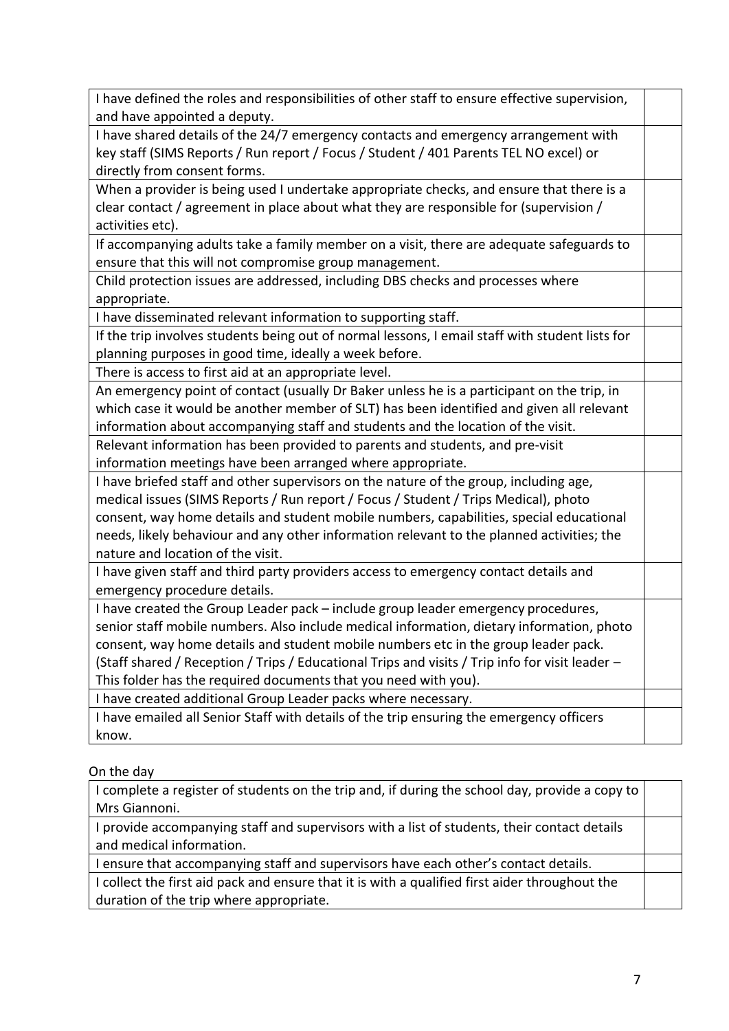| | |
|---|---|
| I have defined the roles and responsibilities of other staff to ensure effective supervision, and have appointed a deputy. | |
| I have shared details of the 24/7 emergency contacts and emergency arrangement with key staff (SIMS Reports / Run report / Focus / Student / 401 Parents TEL NO excel) or directly from consent forms. | |
| When a provider is being used I undertake appropriate checks, and ensure that there is a clear contact / agreement in place about what they are responsible for (supervision / activities etc). | |
| If accompanying adults take a family member on a visit, there are adequate safeguards to ensure that this will not compromise group management. | |
| Child protection issues are addressed, including DBS checks and processes where appropriate. | |
| I have disseminated relevant information to supporting staff. | |
| If the trip involves students being out of normal lessons, I email staff with student lists for planning purposes in good time, ideally a week before. | |
| There is access to first aid at an appropriate level. | |
| An emergency point of contact (usually Dr Baker unless he is a participant on the trip, in which case it would be another member of SLT) has been identified and given all relevant information about accompanying staff and students and the location of the visit. | |
| Relevant information has been provided to parents and students, and pre-visit information meetings have been arranged where appropriate. | |
| I have briefed staff and other supervisors on the nature of the group, including age, medical issues (SIMS Reports / Run report / Focus / Student / Trips Medical), photo consent, way home details and student mobile numbers, capabilities, special educational needs, likely behaviour and any other information relevant to the planned activities; the nature and location of the visit. | |
| I have given staff and third party providers access to emergency contact details and emergency procedure details. | |
| I have created the Group Leader pack – include group leader emergency procedures, senior staff mobile numbers. Also include medical information, dietary information, photo consent, way home details and student mobile numbers etc in the group leader pack. (Staff shared / Reception / Trips / Educational Trips and visits / Trip info for visit leader – This folder has the required documents that you need with you). | |
| I have created additional Group Leader packs where necessary. | |
| I have emailed all Senior Staff with details of the trip ensuring the emergency officers know. | |

On the day

| | |
|---|---|
| I complete a register of students on the trip and, if during the school day, provide a copy to Mrs Giannoni. | |
| I provide accompanying staff and supervisors with a list of students, their contact details and medical information. | |
| I ensure that accompanying staff and supervisors have each other's contact details. | |
| I collect the first aid pack and ensure that it is with a qualified first aider throughout the duration of the trip where appropriate. | |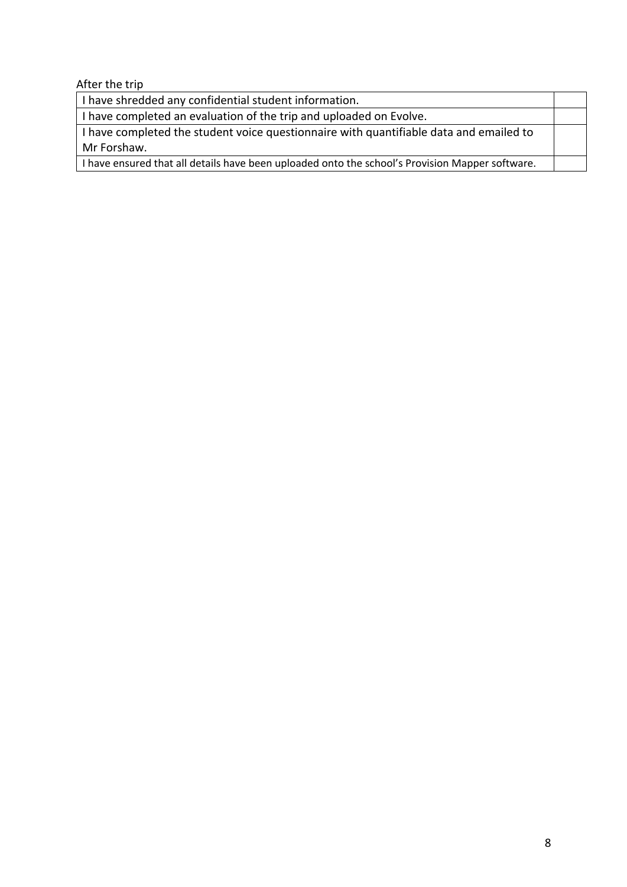After the trip

| I have shredded any confidential student information. | |
|---|---|
| I have completed an evaluation of the trip and uploaded on Evolve. | |
| I have completed the student voice questionnaire with quantifiable data and emailed to Mr Forshaw. | |
| I have ensured that all details have been uploaded onto the school's Provision Mapper software. | |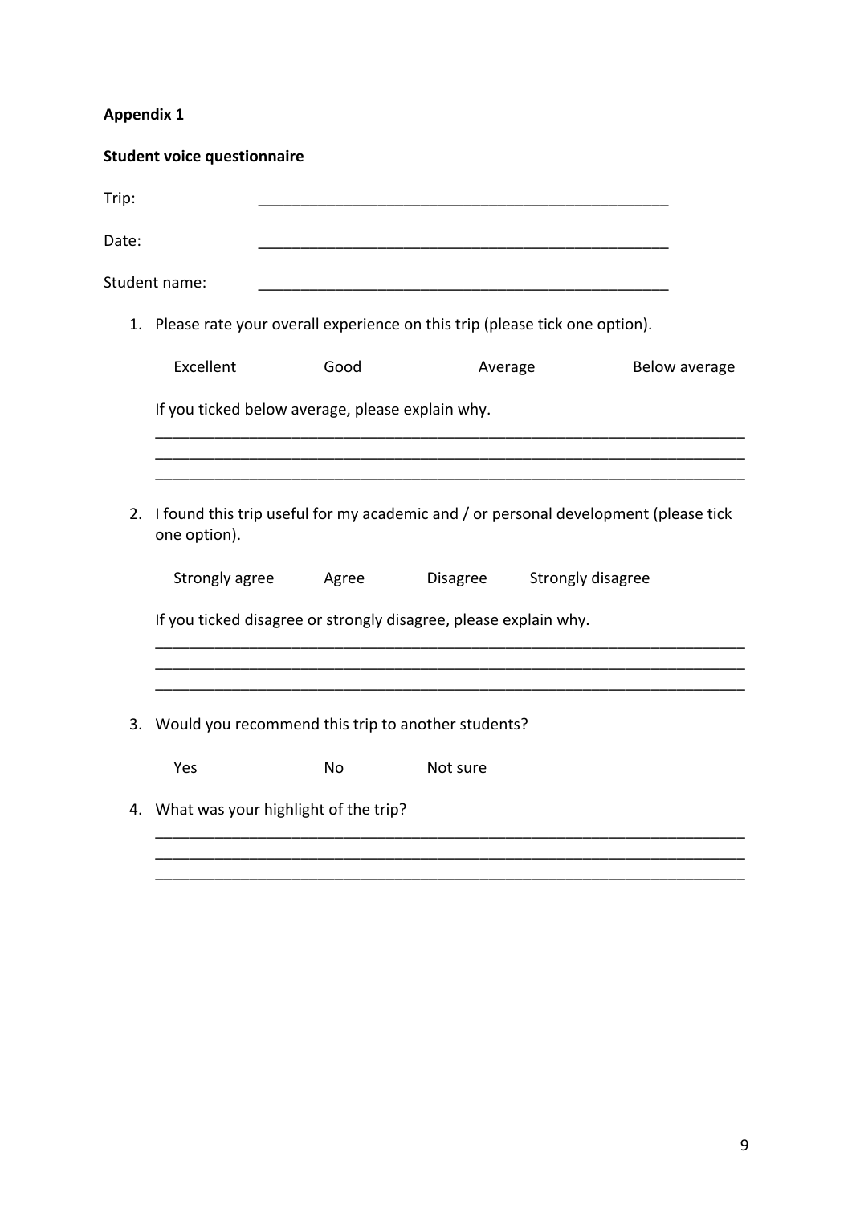**Appendix 1**

**Student voice questionnaire**

Trip: ___________________________________________________

Date: ___________________________________________________

Student name: ___________________________________________________

1. Please rate your overall experience on this trip (please tick one option).

   Excellent  Good  Average  Below average

   If you ticked below average, please explain why.

   ______________________________________________________________________
   ______________________________________________________________________
   ______________________________________________________________________

2. I found this trip useful for my academic and / or personal development (please tick one option).

   Strongly agree  Agree  Disagree  Strongly disagree

   If you ticked disagree or strongly disagree, please explain why.

   ______________________________________________________________________
   ______________________________________________________________________
   ______________________________________________________________________

3. Would you recommend this trip to another students?

   Yes  No  Not sure

4. What was your highlight of the trip?

   ______________________________________________________________________
   ______________________________________________________________________
   ______________________________________________________________________